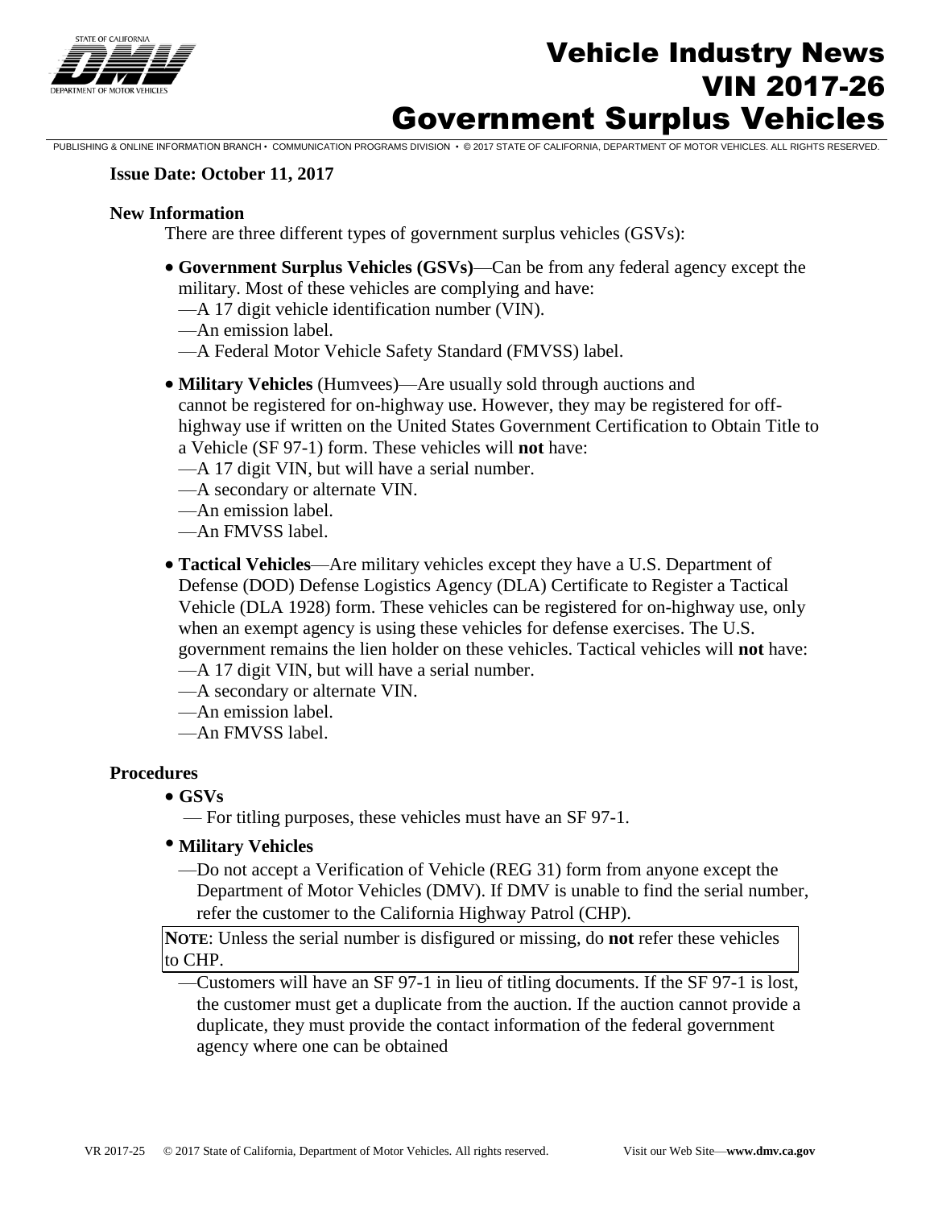# Vehicle Industry News
# VIN 2017-26
# Government Surplus Vehicles

PUBLISHING & ONLINE INFORMATION BRANCH • COMMUNICATION PROGRAMS DIVISION • © 2017 STATE OF CALIFORNIA, DEPARTMENT OF MOTOR VEHICLES. ALL RIGHTS RESERVED.

**Issue Date: October 11, 2017**

**New Information**

There are three different types of government surplus vehicles (GSVs):

- **Government Surplus Vehicles (GSVs)**—Can be from any federal agency except the military. Most of these vehicles are complying and have:
  —A 17 digit vehicle identification number (VIN).
  —An emission label.
  —A Federal Motor Vehicle Safety Standard (FMVSS) label.
- **Military Vehicles** (Humvees)—Are usually sold through auctions and cannot be registered for on-highway use. However, they may be registered for off-highway use if written on the United States Government Certification to Obtain Title to a Vehicle (SF 97-1) form. These vehicles will **not** have:
  —A 17 digit VIN, but will have a serial number.
  —A secondary or alternate VIN.
  —An emission label.
  —An FMVSS label.
- **Tactical Vehicles**—Are military vehicles except they have a U.S. Department of Defense (DOD) Defense Logistics Agency (DLA) Certificate to Register a Tactical Vehicle (DLA 1928) form. These vehicles can be registered for on-highway use, only when an exempt agency is using these vehicles for defense exercises. The U.S. government remains the lien holder on these vehicles. Tactical vehicles will **not** have:
  —A 17 digit VIN, but will have a serial number.
  —A secondary or alternate VIN.
  —An emission label.
  —An FMVSS label.

**Procedures**

- **GSVs**
  — For titling purposes, these vehicles must have an SF 97-1.
- **Military Vehicles**
  —Do not accept a Verification of Vehicle (REG 31) form from anyone except the Department of Motor Vehicles (DMV). If DMV is unable to find the serial number, refer the customer to the California Highway Patrol (CHP).

> **NOTE**: Unless the serial number is disfigured or missing, do **not** refer these vehicles to CHP.

  —Customers will have an SF 97-1 in lieu of titling documents. If the SF 97-1 is lost, the customer must get a duplicate from the auction. If the auction cannot provide a duplicate, they must provide the contact information of the federal government agency where one can be obtained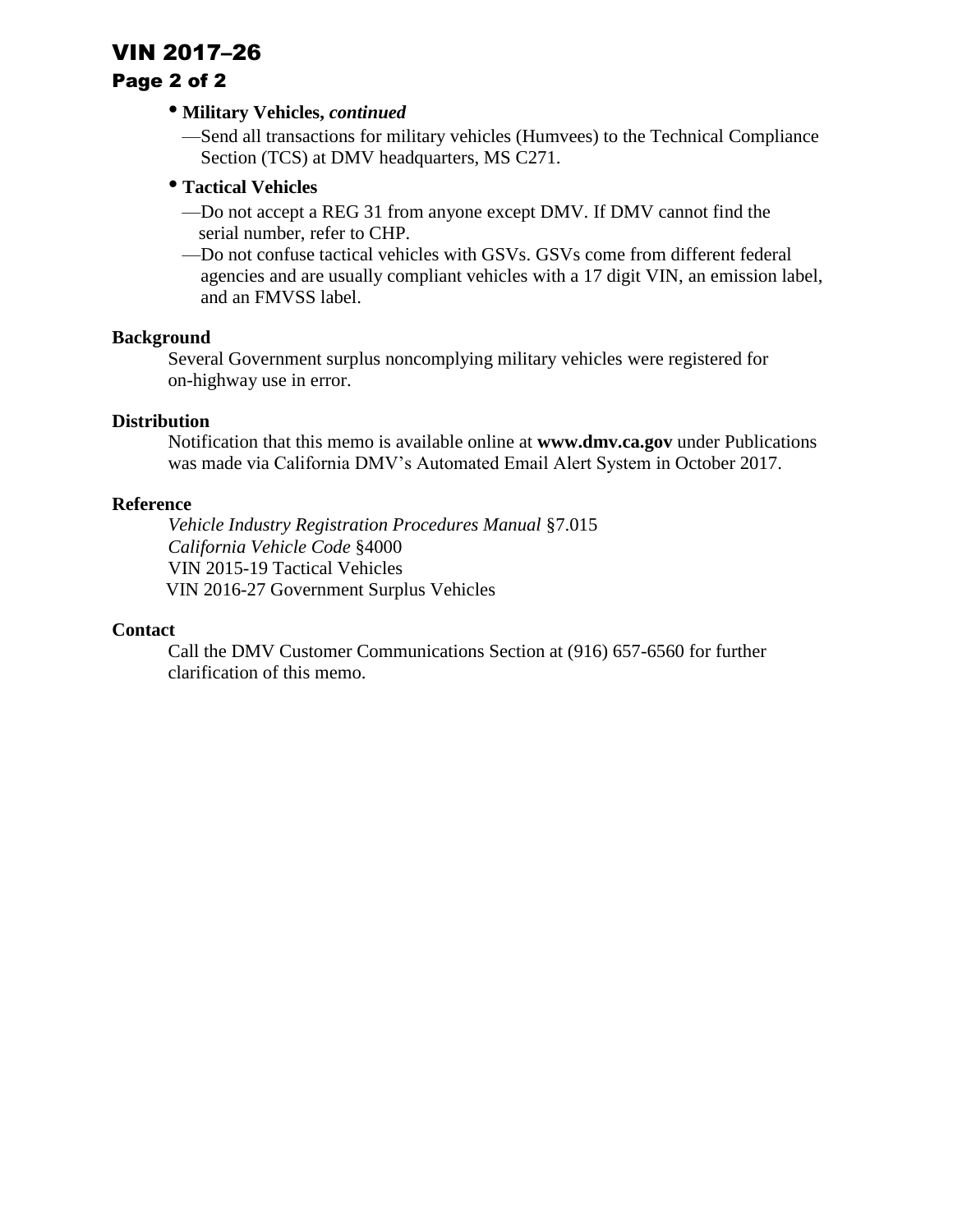- **Military Vehicles,** ***continued***
  - —Send all transactions for military vehicles (Humvees) to the Technical Compliance Section (TCS) at DMV headquarters, MS C271.
- **Tactical Vehicles**
  - —Do not accept a REG 31 from anyone except DMV. If DMV cannot find the serial number, refer to CHP.
  - —Do not confuse tactical vehicles with GSVs. GSVs come from different federal agencies and are usually compliant vehicles with a 17 digit VIN, an emission label, and an FMVSS label.

**Background**

Several Government surplus noncomplying military vehicles were registered for on-highway use in error.

**Distribution**

Notification that this memo is available online at **www.dmv.ca.gov** under Publications was made via California DMV's Automated Email Alert System in October 2017.

**Reference**

*Vehicle Industry Registration Procedures Manual* §7.015
*California Vehicle Code* §4000
VIN 2015-19 Tactical Vehicles
VIN 2016-27 Government Surplus Vehicles

**Contact**

Call the DMV Customer Communications Section at (916) 657-6560 for further clarification of this memo.